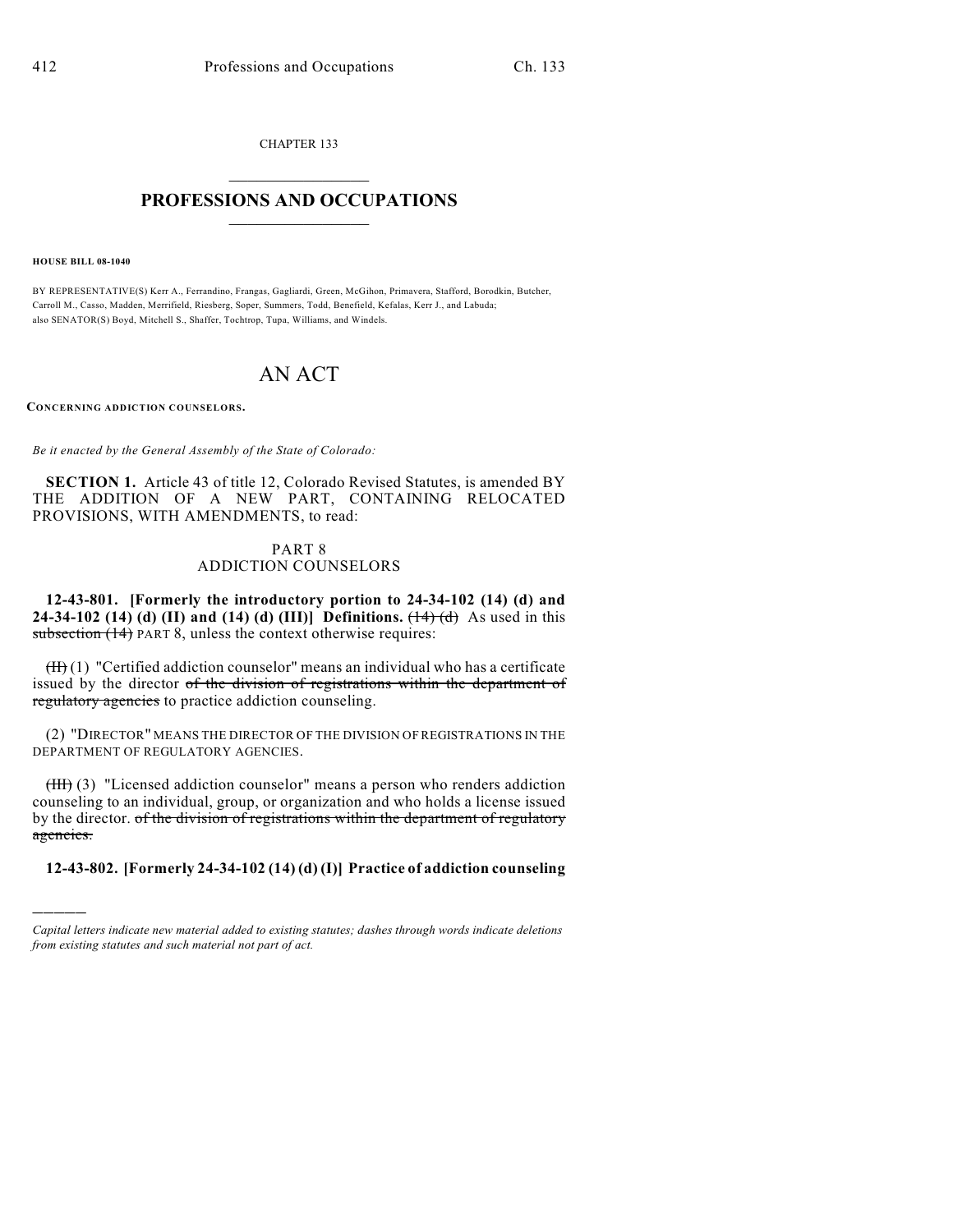CHAPTER 133

# PROFESSIONS AND OCCUPATIONS

**HOUSE BILL 08-1040**

BY REPRESENTATIVE(S) Kerr A., Ferrandino, Frangas, Gagliardi, Green, McGihon, Primavera, Stafford, Borodkin, Butcher, Carroll M., Casso, Madden, Merrifield, Riesberg, Soper, Summers, Todd, Benefield, Kefalas, Kerr J., and Labuda; also SENATOR(S) Boyd, Mitchell S., Shaffer, Tochtrop, Tupa, Williams, and Windels.

# AN ACT

**CONCERNING ADDICTION COUNSELORS.**

*Be it enacted by the General Assembly of the State of Colorado:*

**SECTION 1.** Article 43 of title 12, Colorado Revised Statutes, is amended BY THE ADDITION OF A NEW PART, CONTAINING RELOCATED PROVISIONS, WITH AMENDMENTS, to read:

PART 8
ADDICTION COUNSELORS

**12-43-801. [Formerly the introductory portion to 24-34-102 (14) (d) and 24-34-102 (14) (d) (II) and (14) (d) (III)] Definitions.** ~~(14) (d)~~ As used in this ~~subsection (14)~~ PART 8, unless the context otherwise requires:

~~(II)~~ (1) "Certified addiction counselor" means an individual who has a certificate issued by the director ~~of the division of registrations within the department of regulatory agencies~~ to practice addiction counseling.

(2) "DIRECTOR" MEANS THE DIRECTOR OF THE DIVISION OF REGISTRATIONS IN THE DEPARTMENT OF REGULATORY AGENCIES.

~~(III)~~ (3) "Licensed addiction counselor" means a person who renders addiction counseling to an individual, group, or organization and who holds a license issued by the director. ~~of the division of registrations within the department of regulatory agencies.~~

**12-43-802. [Formerly 24-34-102 (14) (d) (I)] Practice of addiction counseling**

*Capital letters indicate new material added to existing statutes; dashes through words indicate deletions from existing statutes and such material not part of act.*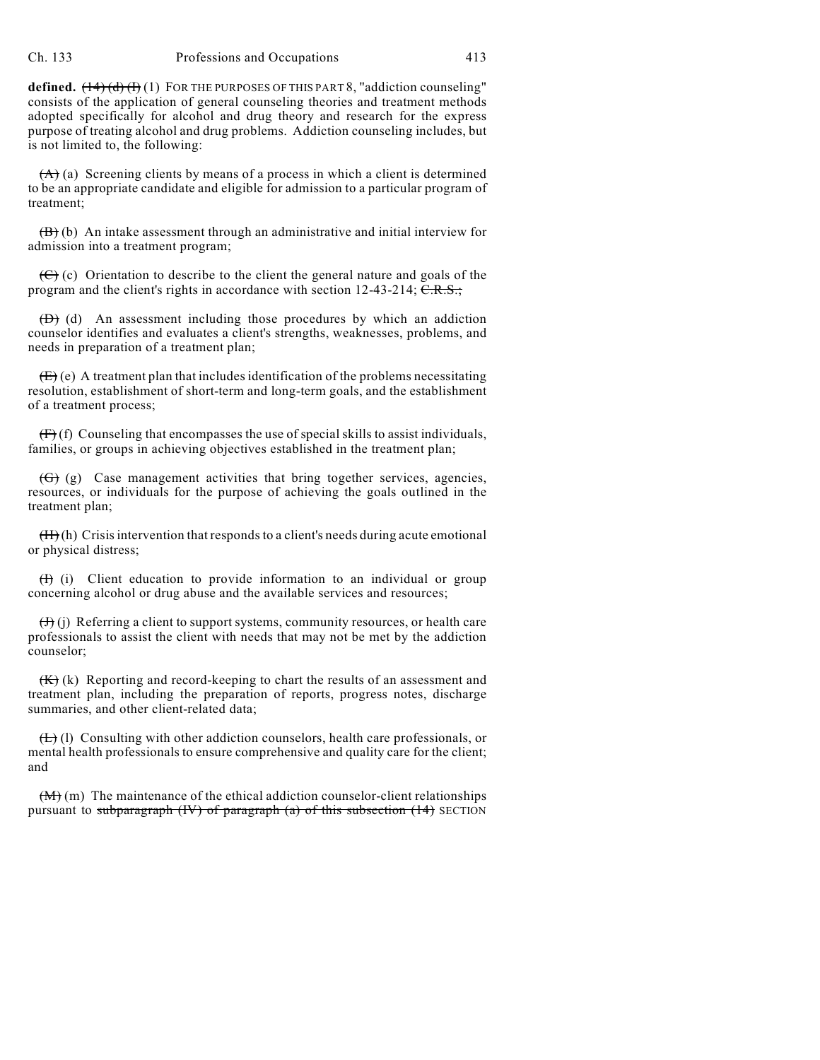**defined.** ~~(14) (d) (I)~~ (1) FOR THE PURPOSES OF THIS PART 8, "addiction counseling" consists of the application of general counseling theories and treatment methods adopted specifically for alcohol and drug theory and research for the express purpose of treating alcohol and drug problems. Addiction counseling includes, but is not limited to, the following:

~~(A)~~ (a) Screening clients by means of a process in which a client is determined to be an appropriate candidate and eligible for admission to a particular program of treatment;

~~(B)~~ (b) An intake assessment through an administrative and initial interview for admission into a treatment program;

~~(C)~~ (c) Orientation to describe to the client the general nature and goals of the program and the client's rights in accordance with section 12-43-214; ~~C.R.S.;~~

~~(D)~~ (d) An assessment including those procedures by which an addiction counselor identifies and evaluates a client's strengths, weaknesses, problems, and needs in preparation of a treatment plan;

~~(E)~~ (e) A treatment plan that includes identification of the problems necessitating resolution, establishment of short-term and long-term goals, and the establishment of a treatment process;

~~(F)~~ (f) Counseling that encompasses the use of special skills to assist individuals, families, or groups in achieving objectives established in the treatment plan;

~~(G)~~ (g) Case management activities that bring together services, agencies, resources, or individuals for the purpose of achieving the goals outlined in the treatment plan;

~~(H)~~ (h) Crisis intervention that responds to a client's needs during acute emotional or physical distress;

~~(I)~~ (i) Client education to provide information to an individual or group concerning alcohol or drug abuse and the available services and resources;

~~(J)~~ (j) Referring a client to support systems, community resources, or health care professionals to assist the client with needs that may not be met by the addiction counselor;

~~(K)~~ (k) Reporting and record-keeping to chart the results of an assessment and treatment plan, including the preparation of reports, progress notes, discharge summaries, and other client-related data;

~~(L)~~ (l) Consulting with other addiction counselors, health care professionals, or mental health professionals to ensure comprehensive and quality care for the client; and

~~(M)~~ (m) The maintenance of the ethical addiction counselor-client relationships pursuant to ~~subparagraph (IV) of paragraph (a) of this subsection (14)~~ SECTION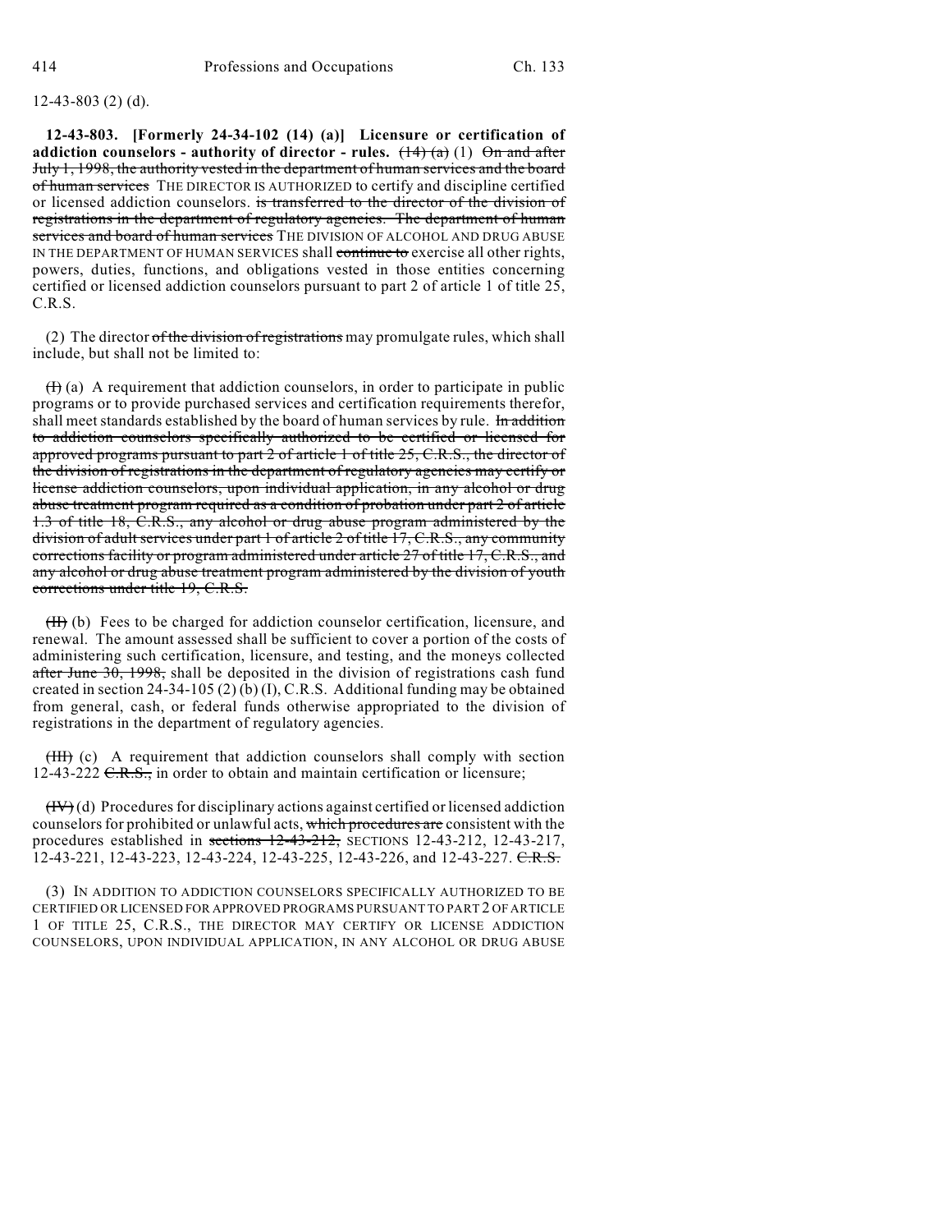12-43-803 (2) (d).

**12-43-803. [Formerly 24-34-102 (14) (a)] Licensure or certification of addiction counselors - authority of director - rules.** ~~(14) (a)~~ (1) ~~On and after July 1, 1998, the authority vested in the department of human services and the board of human services~~ THE DIRECTOR IS AUTHORIZED to certify and discipline certified or licensed addiction counselors. ~~is transferred to the director of the division of registrations in the department of regulatory agencies. The department of human services and board of human services~~ THE DIVISION OF ALCOHOL AND DRUG ABUSE IN THE DEPARTMENT OF HUMAN SERVICES shall ~~continue to~~ exercise all other rights, powers, duties, functions, and obligations vested in those entities concerning certified or licensed addiction counselors pursuant to part 2 of article 1 of title 25, C.R.S.

(2) The director ~~of the division of registrations~~ may promulgate rules, which shall include, but shall not be limited to:

~~(I)~~ (a) A requirement that addiction counselors, in order to participate in public programs or to provide purchased services and certification requirements therefor, shall meet standards established by the board of human services by rule. ~~In addition to addiction counselors specifically authorized to be certified or licensed for approved programs pursuant to part 2 of article 1 of title 25, C.R.S., the director of the division of registrations in the department of regulatory agencies may certify or license addiction counselors, upon individual application, in any alcohol or drug abuse treatment program required as a condition of probation under part 2 of article 1.3 of title 18, C.R.S., any alcohol or drug abuse program administered by the division of adult services under part 1 of article 2 of title 17, C.R.S., any community corrections facility or program administered under article 27 of title 17, C.R.S., and any alcohol or drug abuse treatment program administered by the division of youth corrections under title 19, C.R.S.~~

~~(II)~~ (b) Fees to be charged for addiction counselor certification, licensure, and renewal. The amount assessed shall be sufficient to cover a portion of the costs of administering such certification, licensure, and testing, and the moneys collected ~~after June 30, 1998,~~ shall be deposited in the division of registrations cash fund created in section 24-34-105 (2) (b) (I), C.R.S. Additional funding may be obtained from general, cash, or federal funds otherwise appropriated to the division of registrations in the department of regulatory agencies.

~~(III)~~ (c) A requirement that addiction counselors shall comply with section 12-43-222 ~~C.R.S.,~~ in order to obtain and maintain certification or licensure;

~~(IV)~~ (d) Procedures for disciplinary actions against certified or licensed addiction counselors for prohibited or unlawful acts, ~~which procedures are~~ consistent with the procedures established in ~~sections 12-43-212,~~ SECTIONS 12-43-212, 12-43-217, 12-43-221, 12-43-223, 12-43-224, 12-43-225, 12-43-226, and 12-43-227. ~~C.R.S.~~

(3) IN ADDITION TO ADDICTION COUNSELORS SPECIFICALLY AUTHORIZED TO BE CERTIFIED OR LICENSED FOR APPROVED PROGRAMS PURSUANT TO PART 2 OF ARTICLE 1 OF TITLE 25, C.R.S., THE DIRECTOR MAY CERTIFY OR LICENSE ADDICTION COUNSELORS, UPON INDIVIDUAL APPLICATION, IN ANY ALCOHOL OR DRUG ABUSE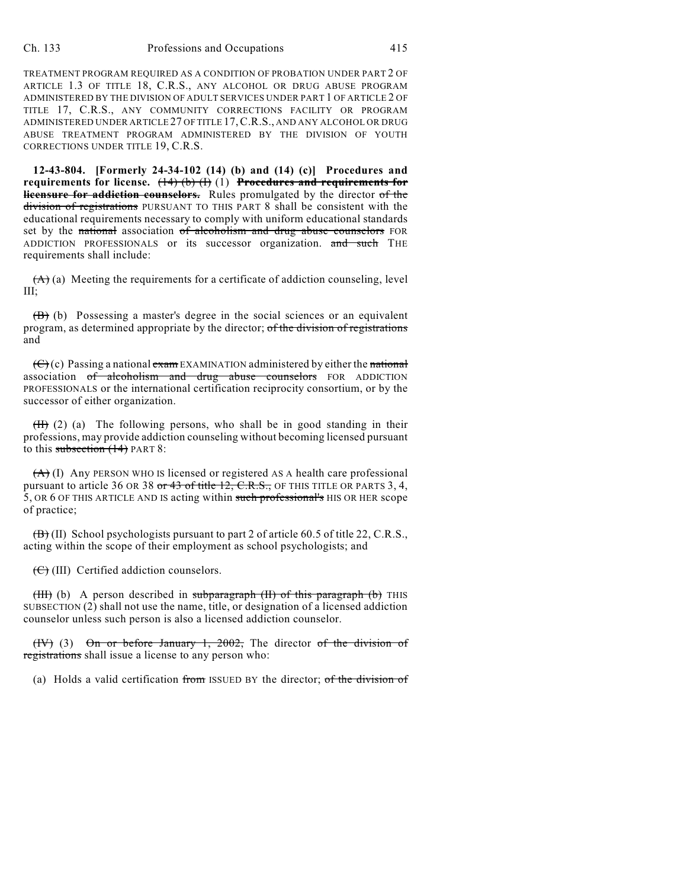TREATMENT PROGRAM REQUIRED AS A CONDITION OF PROBATION UNDER PART 2 OF ARTICLE 1.3 OF TITLE 18, C.R.S., ANY ALCOHOL OR DRUG ABUSE PROGRAM ADMINISTERED BY THE DIVISION OF ADULT SERVICES UNDER PART 1 OF ARTICLE 2 OF TITLE 17, C.R.S., ANY COMMUNITY CORRECTIONS FACILITY OR PROGRAM ADMINISTERED UNDER ARTICLE 27 OF TITLE 17, C.R.S., AND ANY ALCOHOL OR DRUG ABUSE TREATMENT PROGRAM ADMINISTERED BY THE DIVISION OF YOUTH CORRECTIONS UNDER TITLE 19, C.R.S.

**12-43-804. [Formerly 24-34-102 (14) (b) and (14) (c)] Procedures and requirements for license.** ~~(14) (b) (I)~~ (1) ~~**Procedures and requirements for licensure for addiction counselors.**~~ Rules promulgated by the director ~~of the division of registrations~~ PURSUANT TO THIS PART 8 shall be consistent with the educational requirements necessary to comply with uniform educational standards set by the ~~national~~ association ~~of alcoholism and drug abuse counselors~~ FOR ADDICTION PROFESSIONALS or its successor organization. ~~and such~~ THE requirements shall include:

~~(A)~~ (a) Meeting the requirements for a certificate of addiction counseling, level III;

~~(B)~~ (b) Possessing a master's degree in the social sciences or an equivalent program, as determined appropriate by the director; ~~of the division of registrations~~ and

~~(C)~~ (c) Passing a national ~~exam~~ EXAMINATION administered by either the ~~national~~ association ~~of alcoholism and drug abuse counselors~~ FOR ADDICTION PROFESSIONALS or the international certification reciprocity consortium, or by the successor of either organization.

~~(II)~~ (2) (a) The following persons, who shall be in good standing in their professions, may provide addiction counseling without becoming licensed pursuant to this ~~subsection (14)~~ PART 8:

~~(A)~~ (I) Any PERSON WHO IS licensed or registered AS A health care professional pursuant to article 36 OR 38 ~~or 43 of title 12, C.R.S.,~~ OF THIS TITLE OR PARTS 3, 4, 5, OR 6 OF THIS ARTICLE AND IS acting within ~~such professional's~~ HIS OR HER scope of practice;

~~(B)~~ (II) School psychologists pursuant to part 2 of article 60.5 of title 22, C.R.S., acting within the scope of their employment as school psychologists; and

~~(C)~~ (III) Certified addiction counselors.

~~(III)~~ (b) A person described in ~~subparagraph (II) of this paragraph (b)~~ THIS SUBSECTION (2) shall not use the name, title, or designation of a licensed addiction counselor unless such person is also a licensed addiction counselor.

~~(IV)~~ (3) ~~On or before January 1, 2002,~~ The director ~~of the division of registrations~~ shall issue a license to any person who:

(a) Holds a valid certification ~~from~~ ISSUED BY the director; ~~of the division of~~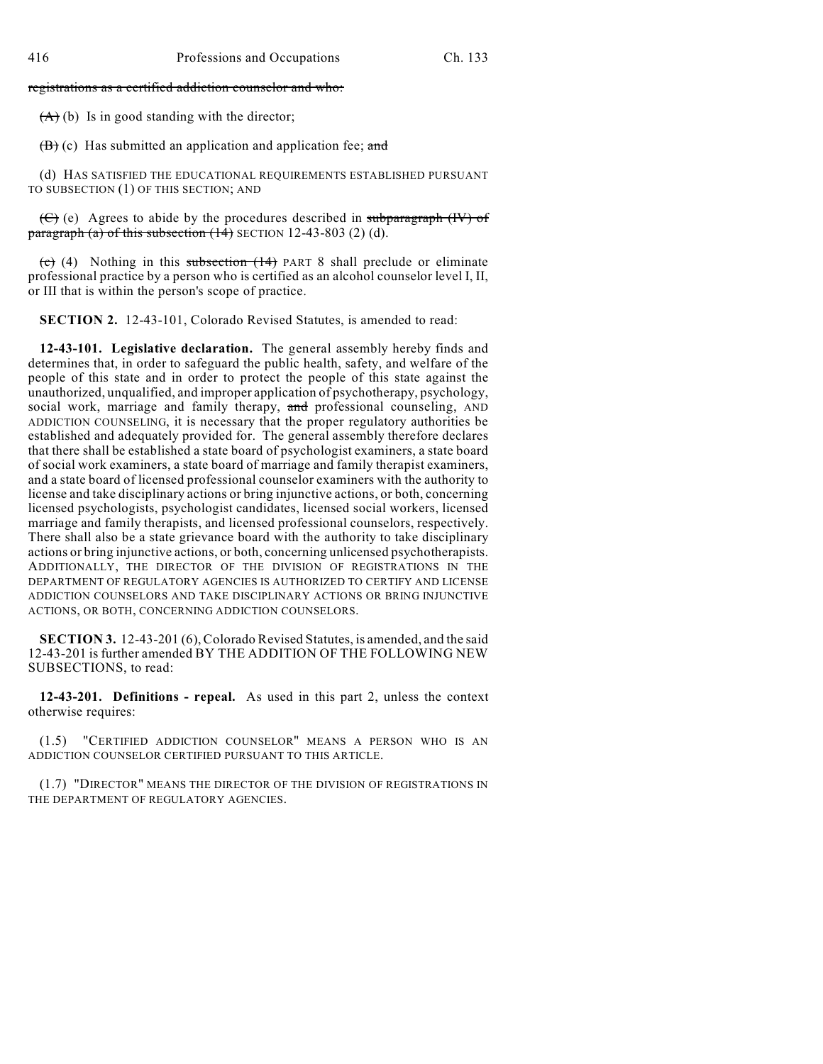~~registrations as a certified addiction counselor and who:~~

~~(A)~~ (b) Is in good standing with the director;

~~(B)~~ (c) Has submitted an application and application fee; ~~and~~

(d) HAS SATISFIED THE EDUCATIONAL REQUIREMENTS ESTABLISHED PURSUANT TO SUBSECTION (1) OF THIS SECTION; AND

~~(C)~~ (e) Agrees to abide by the procedures described in ~~subparagraph (IV) of paragraph (a) of this subsection (14)~~ SECTION 12-43-803 (2) (d).

~~(c)~~ (4) Nothing in this ~~subsection (14)~~ PART 8 shall preclude or eliminate professional practice by a person who is certified as an alcohol counselor level I, II, or III that is within the person's scope of practice.

**SECTION 2.** 12-43-101, Colorado Revised Statutes, is amended to read:

**12-43-101. Legislative declaration.** The general assembly hereby finds and determines that, in order to safeguard the public health, safety, and welfare of the people of this state and in order to protect the people of this state against the unauthorized, unqualified, and improper application of psychotherapy, psychology, social work, marriage and family therapy, ~~and~~ professional counseling, AND ADDICTION COUNSELING, it is necessary that the proper regulatory authorities be established and adequately provided for. The general assembly therefore declares that there shall be established a state board of psychologist examiners, a state board of social work examiners, a state board of marriage and family therapist examiners, and a state board of licensed professional counselor examiners with the authority to license and take disciplinary actions or bring injunctive actions, or both, concerning licensed psychologists, psychologist candidates, licensed social workers, licensed marriage and family therapists, and licensed professional counselors, respectively. There shall also be a state grievance board with the authority to take disciplinary actions or bring injunctive actions, or both, concerning unlicensed psychotherapists. ADDITIONALLY, THE DIRECTOR OF THE DIVISION OF REGISTRATIONS IN THE DEPARTMENT OF REGULATORY AGENCIES IS AUTHORIZED TO CERTIFY AND LICENSE ADDICTION COUNSELORS AND TAKE DISCIPLINARY ACTIONS OR BRING INJUNCTIVE ACTIONS, OR BOTH, CONCERNING ADDICTION COUNSELORS.

**SECTION 3.** 12-43-201 (6), Colorado Revised Statutes, is amended, and the said 12-43-201 is further amended BY THE ADDITION OF THE FOLLOWING NEW SUBSECTIONS, to read:

**12-43-201. Definitions - repeal.** As used in this part 2, unless the context otherwise requires:

(1.5) "CERTIFIED ADDICTION COUNSELOR" MEANS A PERSON WHO IS AN ADDICTION COUNSELOR CERTIFIED PURSUANT TO THIS ARTICLE.

(1.7) "DIRECTOR" MEANS THE DIRECTOR OF THE DIVISION OF REGISTRATIONS IN THE DEPARTMENT OF REGULATORY AGENCIES.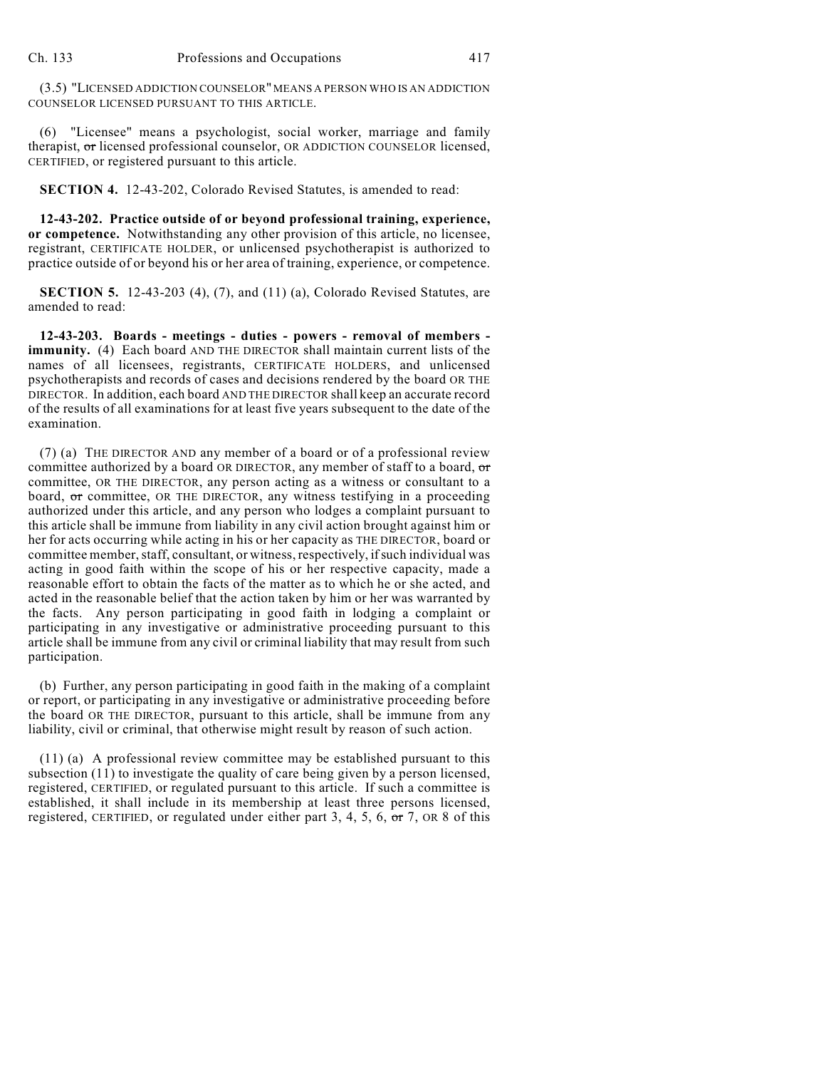(3.5) "LICENSED ADDICTION COUNSELOR" MEANS A PERSON WHO IS AN ADDICTION COUNSELOR LICENSED PURSUANT TO THIS ARTICLE.

(6) "Licensee" means a psychologist, social worker, marriage and family therapist, ~~or~~ licensed professional counselor, OR ADDICTION COUNSELOR licensed, CERTIFIED, or registered pursuant to this article.

**SECTION 4.** 12-43-202, Colorado Revised Statutes, is amended to read:

**12-43-202. Practice outside of or beyond professional training, experience, or competence.** Notwithstanding any other provision of this article, no licensee, registrant, CERTIFICATE HOLDER, or unlicensed psychotherapist is authorized to practice outside of or beyond his or her area of training, experience, or competence.

**SECTION 5.** 12-43-203 (4), (7), and (11) (a), Colorado Revised Statutes, are amended to read:

**12-43-203. Boards - meetings - duties - powers - removal of members - immunity.** (4) Each board AND THE DIRECTOR shall maintain current lists of the names of all licensees, registrants, CERTIFICATE HOLDERS, and unlicensed psychotherapists and records of cases and decisions rendered by the board OR THE DIRECTOR. In addition, each board AND THE DIRECTOR shall keep an accurate record of the results of all examinations for at least five years subsequent to the date of the examination.

(7) (a) THE DIRECTOR AND any member of a board or of a professional review committee authorized by a board OR DIRECTOR, any member of staff to a board, ~~or~~ committee, OR THE DIRECTOR, any person acting as a witness or consultant to a board, ~~or~~ committee, OR THE DIRECTOR, any witness testifying in a proceeding authorized under this article, and any person who lodges a complaint pursuant to this article shall be immune from liability in any civil action brought against him or her for acts occurring while acting in his or her capacity as THE DIRECTOR, board or committee member, staff, consultant, or witness, respectively, if such individual was acting in good faith within the scope of his or her respective capacity, made a reasonable effort to obtain the facts of the matter as to which he or she acted, and acted in the reasonable belief that the action taken by him or her was warranted by the facts. Any person participating in good faith in lodging a complaint or participating in any investigative or administrative proceeding pursuant to this article shall be immune from any civil or criminal liability that may result from such participation.

(b) Further, any person participating in good faith in the making of a complaint or report, or participating in any investigative or administrative proceeding before the board OR THE DIRECTOR, pursuant to this article, shall be immune from any liability, civil or criminal, that otherwise might result by reason of such action.

(11) (a) A professional review committee may be established pursuant to this subsection (11) to investigate the quality of care being given by a person licensed, registered, CERTIFIED, or regulated pursuant to this article. If such a committee is established, it shall include in its membership at least three persons licensed, registered, CERTIFIED, or regulated under either part 3, 4, 5, 6, ~~or~~ 7, OR 8 of this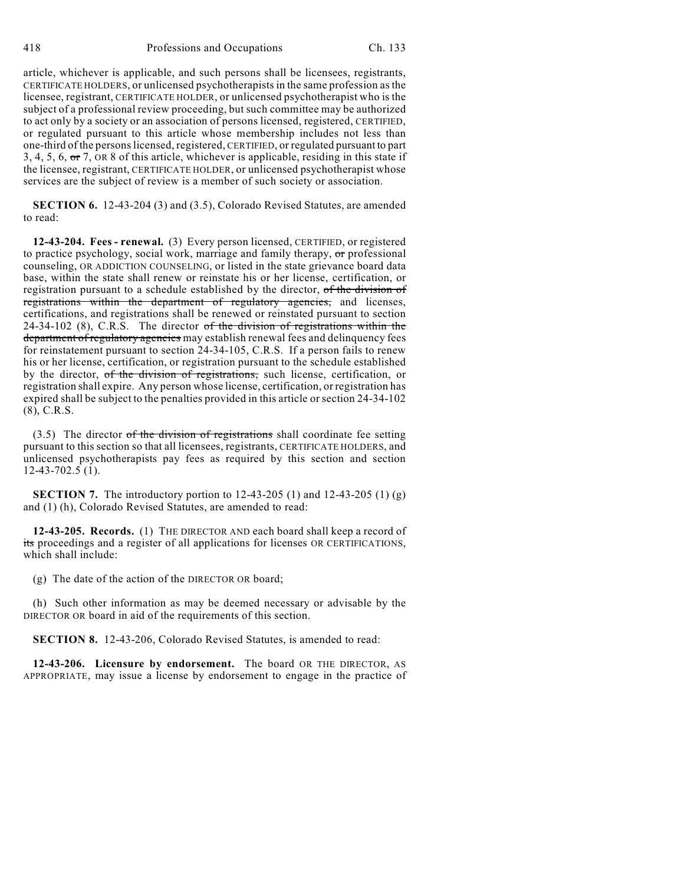article, whichever is applicable, and such persons shall be licensees, registrants, CERTIFICATE HOLDERS, or unlicensed psychotherapists in the same profession as the licensee, registrant, CERTIFICATE HOLDER, or unlicensed psychotherapist who is the subject of a professional review proceeding, but such committee may be authorized to act only by a society or an association of persons licensed, registered, CERTIFIED, or regulated pursuant to this article whose membership includes not less than one-third of the persons licensed, registered, CERTIFIED, or regulated pursuant to part 3, 4, 5, 6, ~~or~~ 7, OR 8 of this article, whichever is applicable, residing in this state if the licensee, registrant, CERTIFICATE HOLDER, or unlicensed psychotherapist whose services are the subject of review is a member of such society or association.

**SECTION 6.** 12-43-204 (3) and (3.5), Colorado Revised Statutes, are amended to read:

**12-43-204. Fees - renewal.** (3) Every person licensed, CERTIFIED, or registered to practice psychology, social work, marriage and family therapy, ~~or~~ professional counseling, OR ADDICTION COUNSELING, or listed in the state grievance board data base, within the state shall renew or reinstate his or her license, certification, or registration pursuant to a schedule established by the director, ~~of the division of registrations within the department of regulatory agencies,~~ and licenses, certifications, and registrations shall be renewed or reinstated pursuant to section 24-34-102 (8), C.R.S. The director ~~of the division of registrations within the department of regulatory agencies~~ may establish renewal fees and delinquency fees for reinstatement pursuant to section 24-34-105, C.R.S. If a person fails to renew his or her license, certification, or registration pursuant to the schedule established by the director, ~~of the division of registrations,~~ such license, certification, or registration shall expire. Any person whose license, certification, or registration has expired shall be subject to the penalties provided in this article or section 24-34-102 (8), C.R.S.

(3.5) The director ~~of the division of registrations~~ shall coordinate fee setting pursuant to this section so that all licensees, registrants, CERTIFICATE HOLDERS, and unlicensed psychotherapists pay fees as required by this section and section 12-43-702.5 (1).

**SECTION 7.** The introductory portion to 12-43-205 (1) and 12-43-205 (1) (g) and (1) (h), Colorado Revised Statutes, are amended to read:

**12-43-205. Records.** (1) THE DIRECTOR AND each board shall keep a record of ~~its~~ proceedings and a register of all applications for licenses OR CERTIFICATIONS, which shall include:

(g) The date of the action of the DIRECTOR OR board;

(h) Such other information as may be deemed necessary or advisable by the DIRECTOR OR board in aid of the requirements of this section.

**SECTION 8.** 12-43-206, Colorado Revised Statutes, is amended to read:

**12-43-206. Licensure by endorsement.** The board OR THE DIRECTOR, AS APPROPRIATE, may issue a license by endorsement to engage in the practice of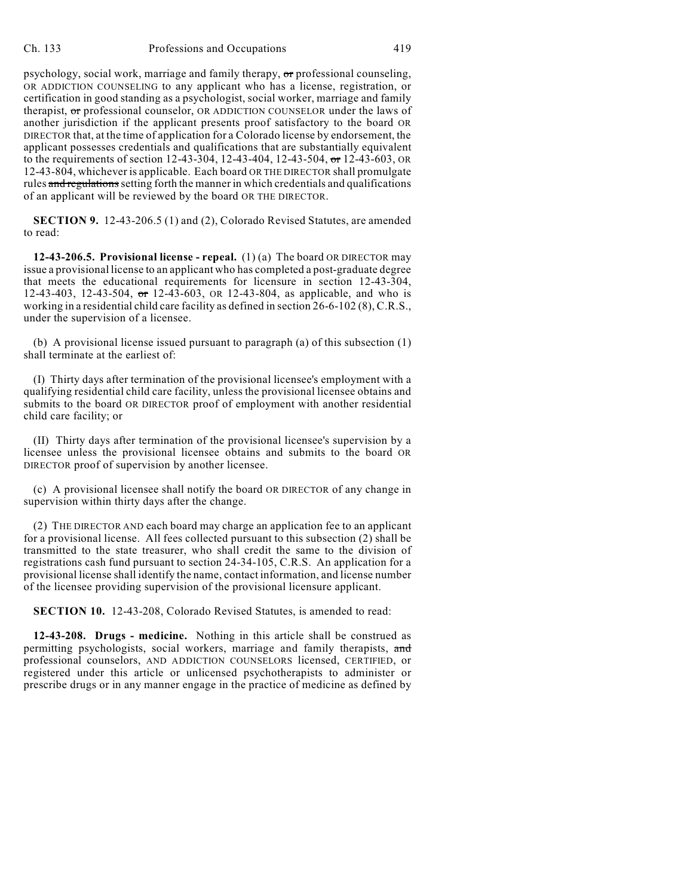psychology, social work, marriage and family therapy, ~~or~~ professional counseling, OR ADDICTION COUNSELING to any applicant who has a license, registration, or certification in good standing as a psychologist, social worker, marriage and family therapist, ~~or~~ professional counselor, OR ADDICTION COUNSELOR under the laws of another jurisdiction if the applicant presents proof satisfactory to the board OR DIRECTOR that, at the time of application for a Colorado license by endorsement, the applicant possesses credentials and qualifications that are substantially equivalent to the requirements of section 12-43-304, 12-43-404, 12-43-504, ~~or~~ 12-43-603, OR 12-43-804, whichever is applicable. Each board OR THE DIRECTOR shall promulgate rules ~~and regulations~~ setting forth the manner in which credentials and qualifications of an applicant will be reviewed by the board OR THE DIRECTOR.

**SECTION 9.** 12-43-206.5 (1) and (2), Colorado Revised Statutes, are amended to read:

**12-43-206.5. Provisional license - repeal.** (1) (a) The board OR DIRECTOR may issue a provisional license to an applicant who has completed a post-graduate degree that meets the educational requirements for licensure in section 12-43-304, 12-43-403, 12-43-504, ~~or~~ 12-43-603, OR 12-43-804, as applicable, and who is working in a residential child care facility as defined in section 26-6-102 (8), C.R.S., under the supervision of a licensee.

(b) A provisional license issued pursuant to paragraph (a) of this subsection (1) shall terminate at the earliest of:

(I) Thirty days after termination of the provisional licensee's employment with a qualifying residential child care facility, unless the provisional licensee obtains and submits to the board OR DIRECTOR proof of employment with another residential child care facility; or

(II) Thirty days after termination of the provisional licensee's supervision by a licensee unless the provisional licensee obtains and submits to the board OR DIRECTOR proof of supervision by another licensee.

(c) A provisional licensee shall notify the board OR DIRECTOR of any change in supervision within thirty days after the change.

(2) THE DIRECTOR AND each board may charge an application fee to an applicant for a provisional license. All fees collected pursuant to this subsection (2) shall be transmitted to the state treasurer, who shall credit the same to the division of registrations cash fund pursuant to section 24-34-105, C.R.S. An application for a provisional license shall identify the name, contact information, and license number of the licensee providing supervision of the provisional licensure applicant.

**SECTION 10.** 12-43-208, Colorado Revised Statutes, is amended to read:

**12-43-208. Drugs - medicine.** Nothing in this article shall be construed as permitting psychologists, social workers, marriage and family therapists, ~~and~~ professional counselors, AND ADDICTION COUNSELORS licensed, CERTIFIED, or registered under this article or unlicensed psychotherapists to administer or prescribe drugs or in any manner engage in the practice of medicine as defined by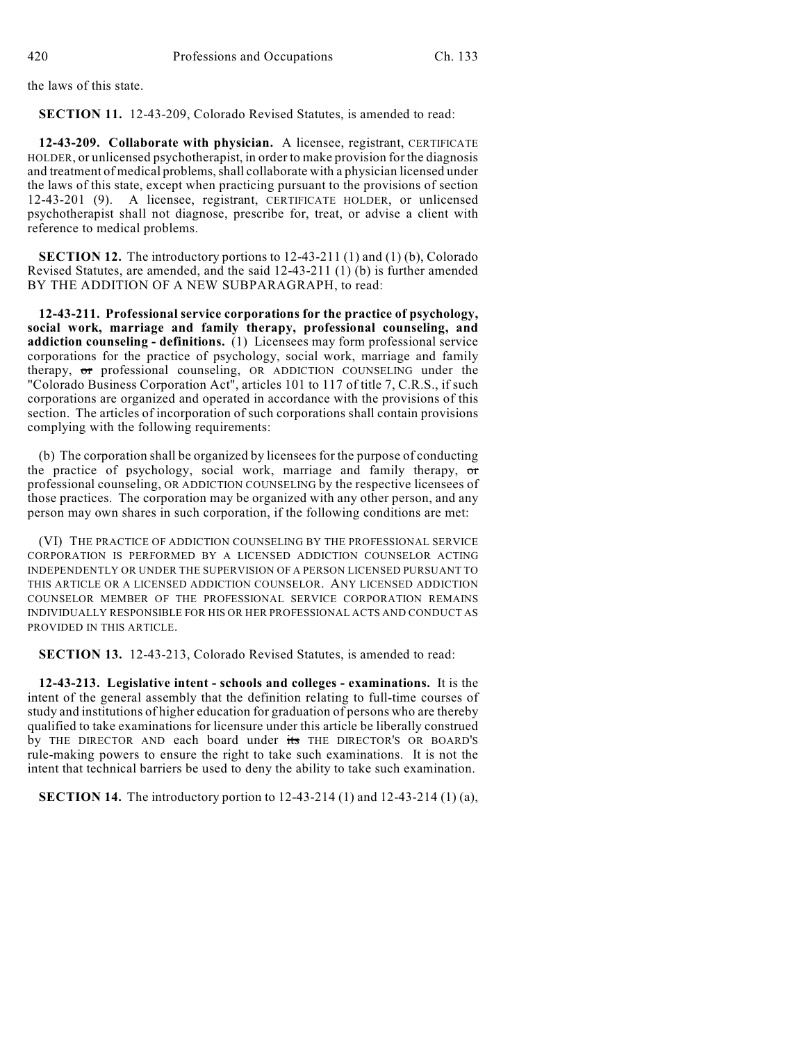the laws of this state.

**SECTION 11.** 12-43-209, Colorado Revised Statutes, is amended to read:

**12-43-209. Collaborate with physician.** A licensee, registrant, CERTIFICATE HOLDER, or unlicensed psychotherapist, in order to make provision for the diagnosis and treatment of medical problems, shall collaborate with a physician licensed under the laws of this state, except when practicing pursuant to the provisions of section 12-43-201 (9). A licensee, registrant, CERTIFICATE HOLDER, or unlicensed psychotherapist shall not diagnose, prescribe for, treat, or advise a client with reference to medical problems.

**SECTION 12.** The introductory portions to 12-43-211 (1) and (1) (b), Colorado Revised Statutes, are amended, and the said 12-43-211 (1) (b) is further amended BY THE ADDITION OF A NEW SUBPARAGRAPH, to read:

**12-43-211. Professional service corporations for the practice of psychology, social work, marriage and family therapy, professional counseling, and addiction counseling - definitions.** (1) Licensees may form professional service corporations for the practice of psychology, social work, marriage and family therapy, ~~or~~ professional counseling, OR ADDICTION COUNSELING under the "Colorado Business Corporation Act", articles 101 to 117 of title 7, C.R.S., if such corporations are organized and operated in accordance with the provisions of this section. The articles of incorporation of such corporations shall contain provisions complying with the following requirements:

(b) The corporation shall be organized by licensees for the purpose of conducting the practice of psychology, social work, marriage and family therapy, ~~or~~ professional counseling, OR ADDICTION COUNSELING by the respective licensees of those practices. The corporation may be organized with any other person, and any person may own shares in such corporation, if the following conditions are met:

(VI) THE PRACTICE OF ADDICTION COUNSELING BY THE PROFESSIONAL SERVICE CORPORATION IS PERFORMED BY A LICENSED ADDICTION COUNSELOR ACTING INDEPENDENTLY OR UNDER THE SUPERVISION OF A PERSON LICENSED PURSUANT TO THIS ARTICLE OR A LICENSED ADDICTION COUNSELOR. ANY LICENSED ADDICTION COUNSELOR MEMBER OF THE PROFESSIONAL SERVICE CORPORATION REMAINS INDIVIDUALLY RESPONSIBLE FOR HIS OR HER PROFESSIONAL ACTS AND CONDUCT AS PROVIDED IN THIS ARTICLE.

**SECTION 13.** 12-43-213, Colorado Revised Statutes, is amended to read:

**12-43-213. Legislative intent - schools and colleges - examinations.** It is the intent of the general assembly that the definition relating to full-time courses of study and institutions of higher education for graduation of persons who are thereby qualified to take examinations for licensure under this article be liberally construed by THE DIRECTOR AND each board under ~~its~~ THE DIRECTOR'S OR BOARD'S rule-making powers to ensure the right to take such examinations. It is not the intent that technical barriers be used to deny the ability to take such examination.

**SECTION 14.** The introductory portion to 12-43-214 (1) and 12-43-214 (1) (a),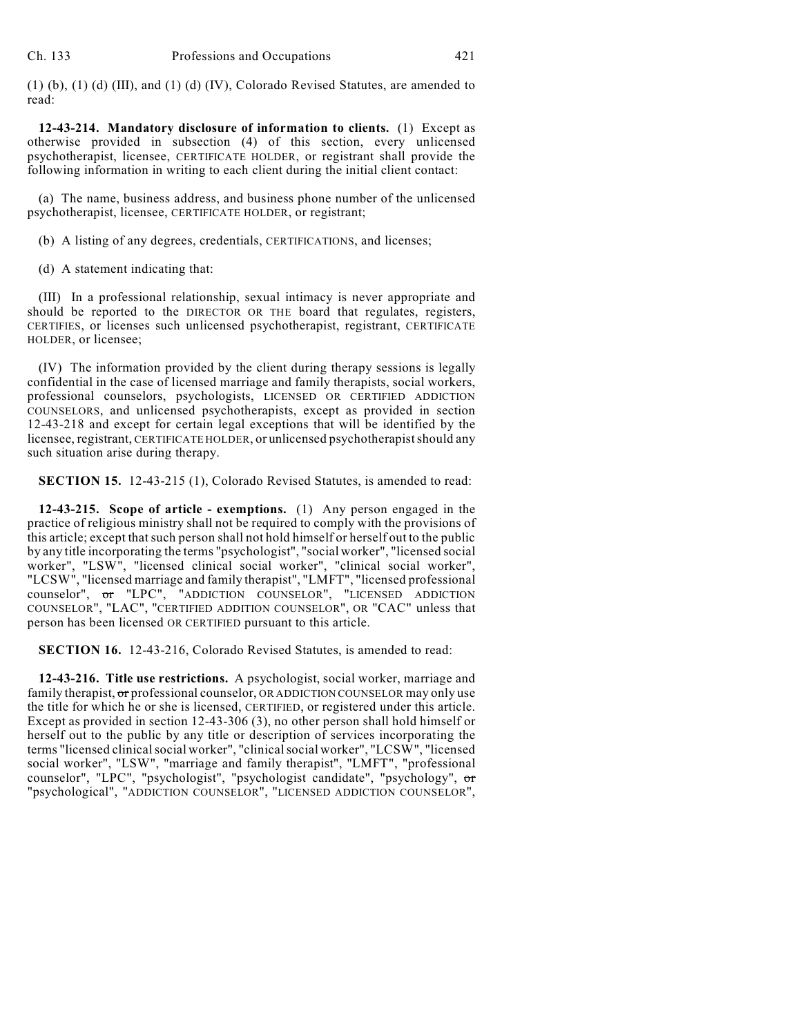(1) (b), (1) (d) (III), and (1) (d) (IV), Colorado Revised Statutes, are amended to read:

**12-43-214. Mandatory disclosure of information to clients.** (1) Except as otherwise provided in subsection (4) of this section, every unlicensed psychotherapist, licensee, CERTIFICATE HOLDER, or registrant shall provide the following information in writing to each client during the initial client contact:

(a) The name, business address, and business phone number of the unlicensed psychotherapist, licensee, CERTIFICATE HOLDER, or registrant;

(b) A listing of any degrees, credentials, CERTIFICATIONS, and licenses;

(d) A statement indicating that:

(III) In a professional relationship, sexual intimacy is never appropriate and should be reported to the DIRECTOR OR THE board that regulates, registers, CERTIFIES, or licenses such unlicensed psychotherapist, registrant, CERTIFICATE HOLDER, or licensee;

(IV) The information provided by the client during therapy sessions is legally confidential in the case of licensed marriage and family therapists, social workers, professional counselors, psychologists, LICENSED OR CERTIFIED ADDICTION COUNSELORS, and unlicensed psychotherapists, except as provided in section 12-43-218 and except for certain legal exceptions that will be identified by the licensee, registrant, CERTIFICATE HOLDER, or unlicensed psychotherapist should any such situation arise during therapy.

**SECTION 15.** 12-43-215 (1), Colorado Revised Statutes, is amended to read:

**12-43-215. Scope of article - exemptions.** (1) Any person engaged in the practice of religious ministry shall not be required to comply with the provisions of this article; except that such person shall not hold himself or herself out to the public by any title incorporating the terms "psychologist", "social worker", "licensed social worker", "LSW", "licensed clinical social worker", "clinical social worker", "LCSW", "licensed marriage and family therapist", "LMFT", "licensed professional counselor", ~~or~~ "LPC", "ADDICTION COUNSELOR", "LICENSED ADDICTION COUNSELOR", "LAC", "CERTIFIED ADDITION COUNSELOR", OR "CAC" unless that person has been licensed OR CERTIFIED pursuant to this article.

**SECTION 16.** 12-43-216, Colorado Revised Statutes, is amended to read:

**12-43-216. Title use restrictions.** A psychologist, social worker, marriage and family therapist, ~~or~~ professional counselor, OR ADDICTION COUNSELOR may only use the title for which he or she is licensed, CERTIFIED, or registered under this article. Except as provided in section 12-43-306 (3), no other person shall hold himself or herself out to the public by any title or description of services incorporating the terms "licensed clinical social worker", "clinical social worker", "LCSW", "licensed social worker", "LSW", "marriage and family therapist", "LMFT", "professional counselor", "LPC", "psychologist", "psychologist candidate", "psychology", ~~or~~ "psychological", "ADDICTION COUNSELOR", "LICENSED ADDICTION COUNSELOR",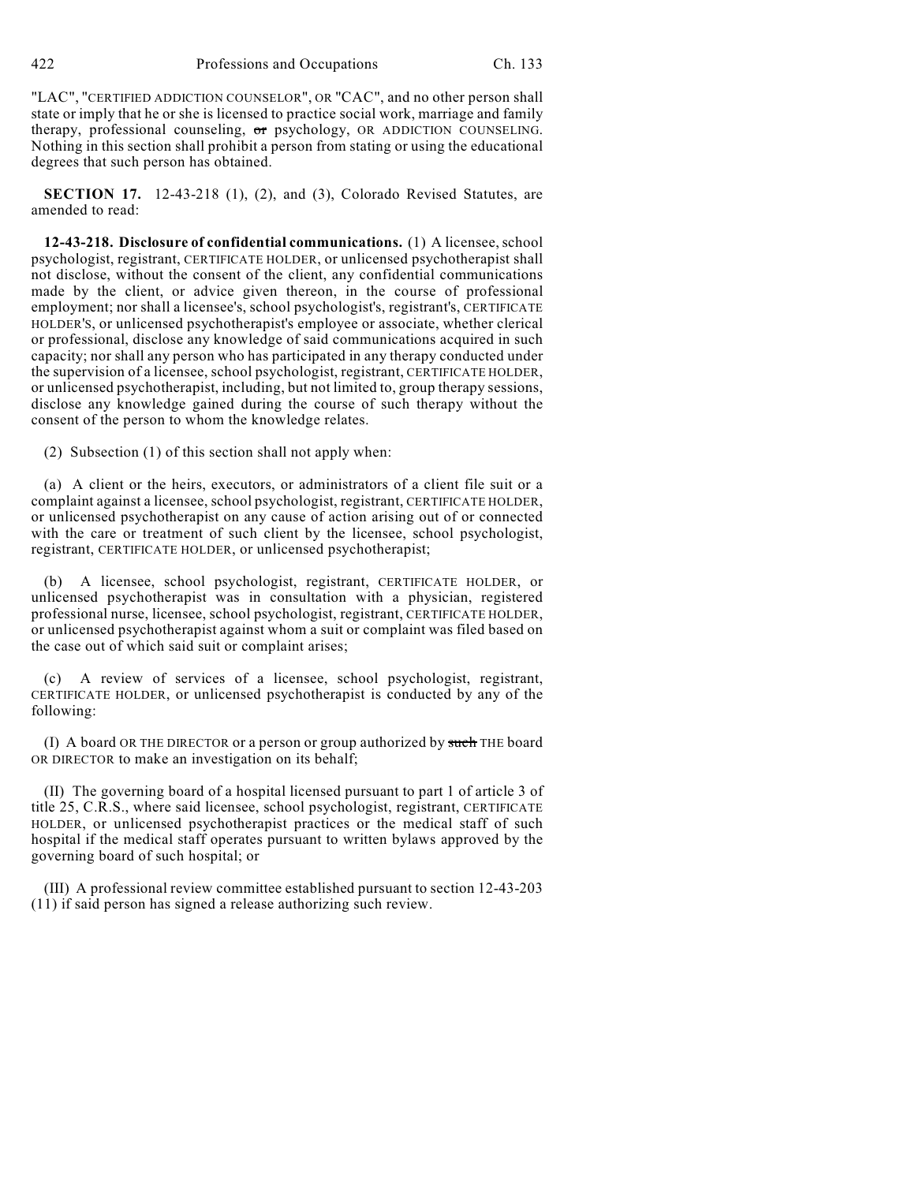"LAC", "CERTIFIED ADDICTION COUNSELOR", OR "CAC", and no other person shall state or imply that he or she is licensed to practice social work, marriage and family therapy, professional counseling, ~~or~~ psychology, OR ADDICTION COUNSELING. Nothing in this section shall prohibit a person from stating or using the educational degrees that such person has obtained.

**SECTION 17.** 12-43-218 (1), (2), and (3), Colorado Revised Statutes, are amended to read:

**12-43-218. Disclosure of confidential communications.** (1) A licensee, school psychologist, registrant, CERTIFICATE HOLDER, or unlicensed psychotherapist shall not disclose, without the consent of the client, any confidential communications made by the client, or advice given thereon, in the course of professional employment; nor shall a licensee's, school psychologist's, registrant's, CERTIFICATE HOLDER'S, or unlicensed psychotherapist's employee or associate, whether clerical or professional, disclose any knowledge of said communications acquired in such capacity; nor shall any person who has participated in any therapy conducted under the supervision of a licensee, school psychologist, registrant, CERTIFICATE HOLDER, or unlicensed psychotherapist, including, but not limited to, group therapy sessions, disclose any knowledge gained during the course of such therapy without the consent of the person to whom the knowledge relates.

(2) Subsection (1) of this section shall not apply when:

(a) A client or the heirs, executors, or administrators of a client file suit or a complaint against a licensee, school psychologist, registrant, CERTIFICATE HOLDER, or unlicensed psychotherapist on any cause of action arising out of or connected with the care or treatment of such client by the licensee, school psychologist, registrant, CERTIFICATE HOLDER, or unlicensed psychotherapist;

(b) A licensee, school psychologist, registrant, CERTIFICATE HOLDER, or unlicensed psychotherapist was in consultation with a physician, registered professional nurse, licensee, school psychologist, registrant, CERTIFICATE HOLDER, or unlicensed psychotherapist against whom a suit or complaint was filed based on the case out of which said suit or complaint arises;

(c) A review of services of a licensee, school psychologist, registrant, CERTIFICATE HOLDER, or unlicensed psychotherapist is conducted by any of the following:

(I) A board OR THE DIRECTOR or a person or group authorized by ~~such~~ THE board OR DIRECTOR to make an investigation on its behalf;

(II) The governing board of a hospital licensed pursuant to part 1 of article 3 of title 25, C.R.S., where said licensee, school psychologist, registrant, CERTIFICATE HOLDER, or unlicensed psychotherapist practices or the medical staff of such hospital if the medical staff operates pursuant to written bylaws approved by the governing board of such hospital; or

(III) A professional review committee established pursuant to section 12-43-203 (11) if said person has signed a release authorizing such review.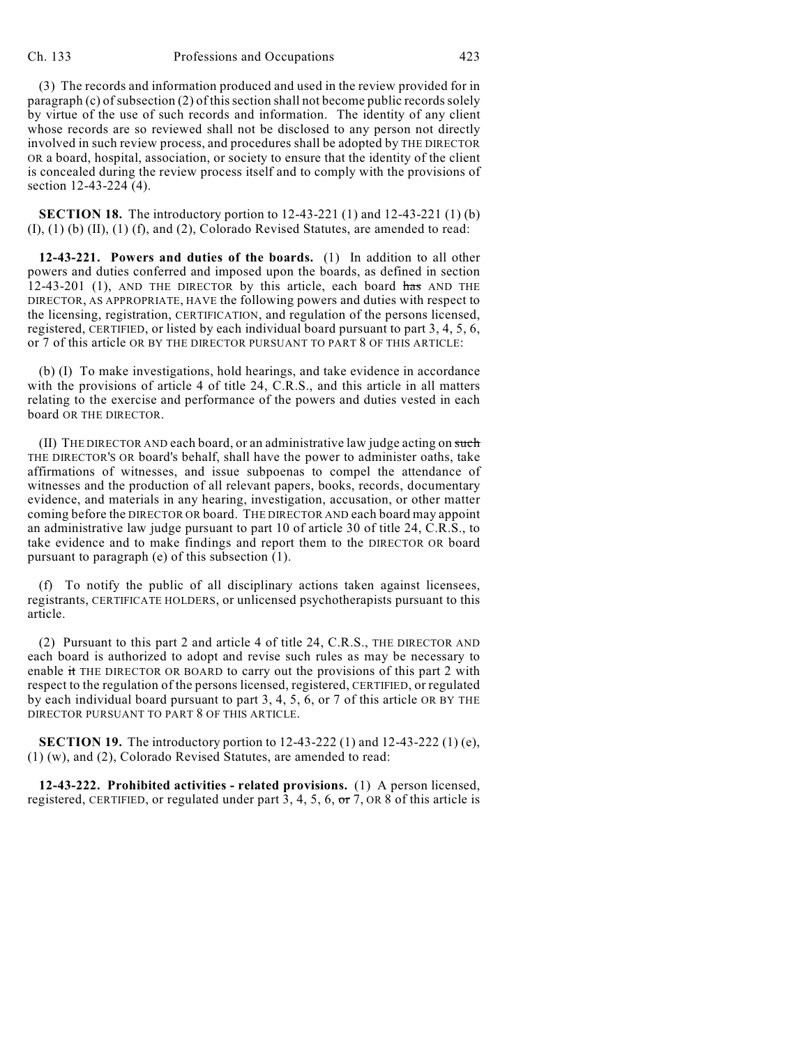(3) The records and information produced and used in the review provided for in paragraph (c) of subsection (2) of this section shall not become public records solely by virtue of the use of such records and information. The identity of any client whose records are so reviewed shall not be disclosed to any person not directly involved in such review process, and procedures shall be adopted by THE DIRECTOR OR a board, hospital, association, or society to ensure that the identity of the client is concealed during the review process itself and to comply with the provisions of section 12-43-224 (4).

**SECTION 18.** The introductory portion to 12-43-221 (1) and 12-43-221 (1) (b) (I), (1) (b) (II), (1) (f), and (2), Colorado Revised Statutes, are amended to read:

**12-43-221. Powers and duties of the boards.** (1) In addition to all other powers and duties conferred and imposed upon the boards, as defined in section 12-43-201 (1), AND THE DIRECTOR by this article, each board ~~has~~ AND THE DIRECTOR, AS APPROPRIATE, HAVE the following powers and duties with respect to the licensing, registration, CERTIFICATION, and regulation of the persons licensed, registered, CERTIFIED, or listed by each individual board pursuant to part 3, 4, 5, 6, or 7 of this article OR BY THE DIRECTOR PURSUANT TO PART 8 OF THIS ARTICLE:

(b) (I) To make investigations, hold hearings, and take evidence in accordance with the provisions of article 4 of title 24, C.R.S., and this article in all matters relating to the exercise and performance of the powers and duties vested in each board OR THE DIRECTOR.

(II) THE DIRECTOR AND each board, or an administrative law judge acting on ~~such~~ THE DIRECTOR'S OR board's behalf, shall have the power to administer oaths, take affirmations of witnesses, and issue subpoenas to compel the attendance of witnesses and the production of all relevant papers, books, records, documentary evidence, and materials in any hearing, investigation, accusation, or other matter coming before the DIRECTOR OR board. THE DIRECTOR AND each board may appoint an administrative law judge pursuant to part 10 of article 30 of title 24, C.R.S., to take evidence and to make findings and report them to the DIRECTOR OR board pursuant to paragraph (e) of this subsection (1).

(f) To notify the public of all disciplinary actions taken against licensees, registrants, CERTIFICATE HOLDERS, or unlicensed psychotherapists pursuant to this article.

(2) Pursuant to this part 2 and article 4 of title 24, C.R.S., THE DIRECTOR AND each board is authorized to adopt and revise such rules as may be necessary to enable ~~it~~ THE DIRECTOR OR BOARD to carry out the provisions of this part 2 with respect to the regulation of the persons licensed, registered, CERTIFIED, or regulated by each individual board pursuant to part 3, 4, 5, 6, or 7 of this article OR BY THE DIRECTOR PURSUANT TO PART 8 OF THIS ARTICLE.

**SECTION 19.** The introductory portion to 12-43-222 (1) and 12-43-222 (1) (e), (1) (w), and (2), Colorado Revised Statutes, are amended to read:

**12-43-222. Prohibited activities - related provisions.** (1) A person licensed, registered, CERTIFIED, or regulated under part 3, 4, 5, 6, ~~or~~ 7, OR 8 of this article is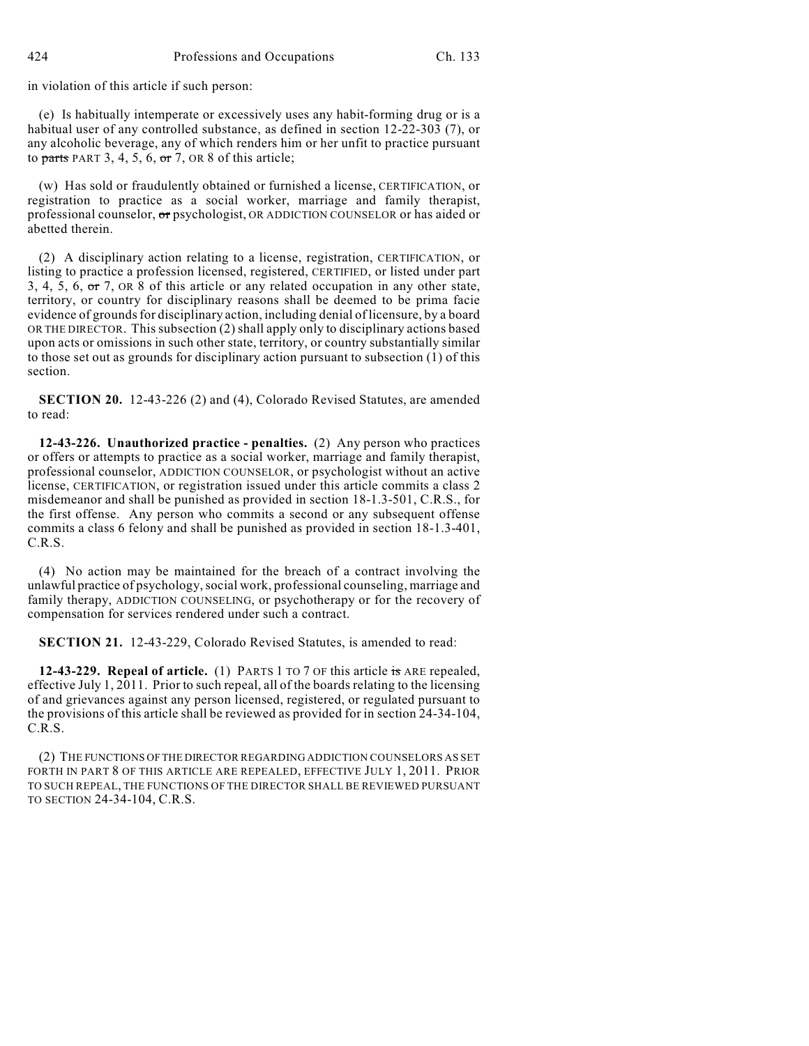in violation of this article if such person:

(e) Is habitually intemperate or excessively uses any habit-forming drug or is a habitual user of any controlled substance, as defined in section 12-22-303 (7), or any alcoholic beverage, any of which renders him or her unfit to practice pursuant to ~~parts~~ PART 3, 4, 5, 6, ~~or~~ 7, OR 8 of this article;

(w) Has sold or fraudulently obtained or furnished a license, CERTIFICATION, or registration to practice as a social worker, marriage and family therapist, professional counselor, ~~or~~ psychologist, OR ADDICTION COUNSELOR or has aided or abetted therein.

(2) A disciplinary action relating to a license, registration, CERTIFICATION, or listing to practice a profession licensed, registered, CERTIFIED, or listed under part 3, 4, 5, 6, ~~or~~ 7, OR 8 of this article or any related occupation in any other state, territory, or country for disciplinary reasons shall be deemed to be prima facie evidence of grounds for disciplinary action, including denial of licensure, by a board OR THE DIRECTOR. This subsection (2) shall apply only to disciplinary actions based upon acts or omissions in such other state, territory, or country substantially similar to those set out as grounds for disciplinary action pursuant to subsection (1) of this section.

**SECTION 20.** 12-43-226 (2) and (4), Colorado Revised Statutes, are amended to read:

**12-43-226. Unauthorized practice - penalties.** (2) Any person who practices or offers or attempts to practice as a social worker, marriage and family therapist, professional counselor, ADDICTION COUNSELOR, or psychologist without an active license, CERTIFICATION, or registration issued under this article commits a class 2 misdemeanor and shall be punished as provided in section 18-1.3-501, C.R.S., for the first offense. Any person who commits a second or any subsequent offense commits a class 6 felony and shall be punished as provided in section 18-1.3-401, C.R.S.

(4) No action may be maintained for the breach of a contract involving the unlawful practice of psychology, social work, professional counseling, marriage and family therapy, ADDICTION COUNSELING, or psychotherapy or for the recovery of compensation for services rendered under such a contract.

**SECTION 21.** 12-43-229, Colorado Revised Statutes, is amended to read:

**12-43-229. Repeal of article.** (1) PARTS 1 TO 7 OF this article ~~is~~ ARE repealed, effective July 1, 2011. Prior to such repeal, all of the boards relating to the licensing of and grievances against any person licensed, registered, or regulated pursuant to the provisions of this article shall be reviewed as provided for in section 24-34-104, C.R.S.

(2) THE FUNCTIONS OF THE DIRECTOR REGARDING ADDICTION COUNSELORS AS SET FORTH IN PART 8 OF THIS ARTICLE ARE REPEALED, EFFECTIVE JULY 1, 2011. PRIOR TO SUCH REPEAL, THE FUNCTIONS OF THE DIRECTOR SHALL BE REVIEWED PURSUANT TO SECTION 24-34-104, C.R.S.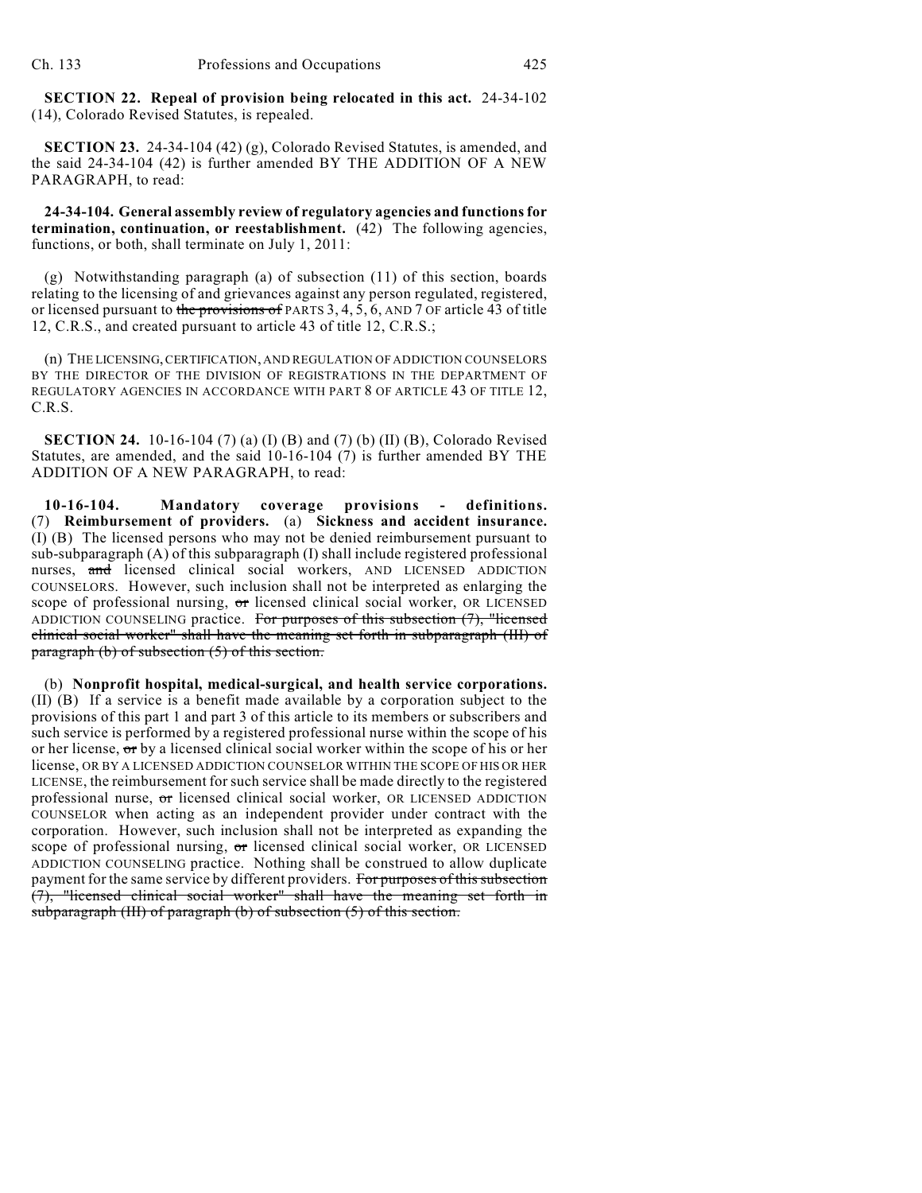**SECTION 22. Repeal of provision being relocated in this act.** 24-34-102 (14), Colorado Revised Statutes, is repealed.

**SECTION 23.** 24-34-104 (42) (g), Colorado Revised Statutes, is amended, and the said 24-34-104 (42) is further amended BY THE ADDITION OF A NEW PARAGRAPH, to read:

**24-34-104. General assembly review of regulatory agencies and functions for termination, continuation, or reestablishment.** (42) The following agencies, functions, or both, shall terminate on July 1, 2011:

(g) Notwithstanding paragraph (a) of subsection (11) of this section, boards relating to the licensing of and grievances against any person regulated, registered, or licensed pursuant to ~~the provisions of~~ PARTS 3, 4, 5, 6, AND 7 OF article 43 of title 12, C.R.S., and created pursuant to article 43 of title 12, C.R.S.;

(n) THE LICENSING, CERTIFICATION, AND REGULATION OF ADDICTION COUNSELORS BY THE DIRECTOR OF THE DIVISION OF REGISTRATIONS IN THE DEPARTMENT OF REGULATORY AGENCIES IN ACCORDANCE WITH PART 8 OF ARTICLE 43 OF TITLE 12, C.R.S.

**SECTION 24.** 10-16-104 (7) (a) (I) (B) and (7) (b) (II) (B), Colorado Revised Statutes, are amended, and the said 10-16-104 (7) is further amended BY THE ADDITION OF A NEW PARAGRAPH, to read:

**10-16-104. Mandatory coverage provisions - definitions.** (7) **Reimbursement of providers.** (a) **Sickness and accident insurance.** (I) (B) The licensed persons who may not be denied reimbursement pursuant to sub-subparagraph (A) of this subparagraph (I) shall include registered professional nurses, ~~and~~ licensed clinical social workers, AND LICENSED ADDICTION COUNSELORS. However, such inclusion shall not be interpreted as enlarging the scope of professional nursing, ~~or~~ licensed clinical social worker, OR LICENSED ADDICTION COUNSELING practice. ~~For purposes of this subsection (7), "licensed clinical social worker" shall have the meaning set forth in subparagraph (III) of paragraph (b) of subsection (5) of this section.~~

(b) **Nonprofit hospital, medical-surgical, and health service corporations.** (II) (B) If a service is a benefit made available by a corporation subject to the provisions of this part 1 and part 3 of this article to its members or subscribers and such service is performed by a registered professional nurse within the scope of his or her license, ~~or~~ by a licensed clinical social worker within the scope of his or her license, OR BY A LICENSED ADDICTION COUNSELOR WITHIN THE SCOPE OF HIS OR HER LICENSE, the reimbursement for such service shall be made directly to the registered professional nurse, ~~or~~ licensed clinical social worker, OR LICENSED ADDICTION COUNSELOR when acting as an independent provider under contract with the corporation. However, such inclusion shall not be interpreted as expanding the scope of professional nursing, ~~or~~ licensed clinical social worker, OR LICENSED ADDICTION COUNSELING practice. Nothing shall be construed to allow duplicate payment for the same service by different providers. ~~For purposes of this subsection (7), "licensed clinical social worker" shall have the meaning set forth in subparagraph (III) of paragraph (b) of subsection (5) of this section.~~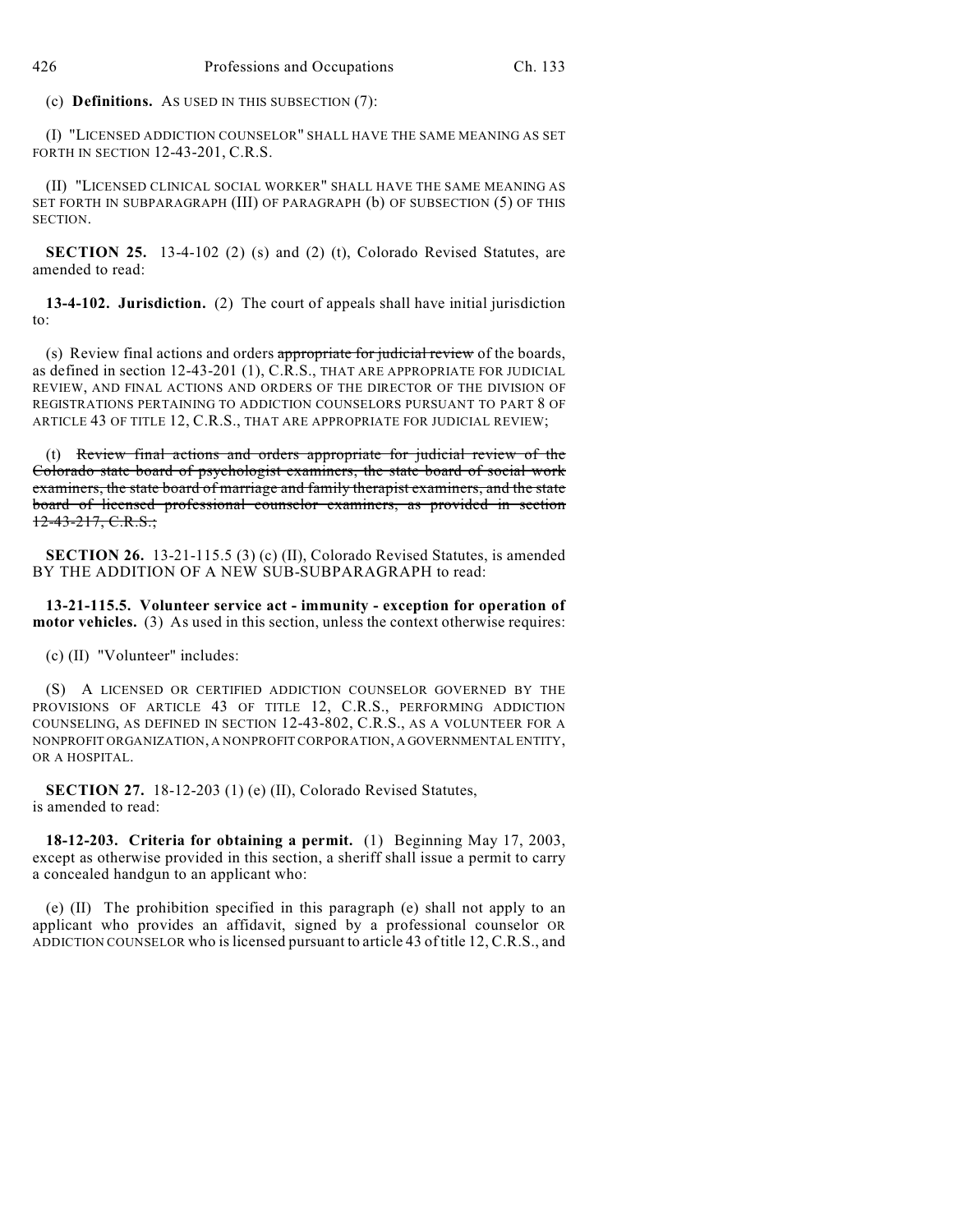(c) **Definitions.** AS USED IN THIS SUBSECTION (7):

(I) "LICENSED ADDICTION COUNSELOR" SHALL HAVE THE SAME MEANING AS SET FORTH IN SECTION 12-43-201, C.R.S.

(II) "LICENSED CLINICAL SOCIAL WORKER" SHALL HAVE THE SAME MEANING AS SET FORTH IN SUBPARAGRAPH (III) OF PARAGRAPH (b) OF SUBSECTION (5) OF THIS SECTION.

**SECTION 25.** 13-4-102 (2) (s) and (2) (t), Colorado Revised Statutes, are amended to read:

**13-4-102. Jurisdiction.** (2) The court of appeals shall have initial jurisdiction to:

(s) Review final actions and orders ~~appropriate for judicial review~~ of the boards, as defined in section 12-43-201 (1), C.R.S., THAT ARE APPROPRIATE FOR JUDICIAL REVIEW, AND FINAL ACTIONS AND ORDERS OF THE DIRECTOR OF THE DIVISION OF REGISTRATIONS PERTAINING TO ADDICTION COUNSELORS PURSUANT TO PART 8 OF ARTICLE 43 OF TITLE 12, C.R.S., THAT ARE APPROPRIATE FOR JUDICIAL REVIEW;

(t) ~~Review final actions and orders appropriate for judicial review of the Colorado state board of psychologist examiners, the state board of social work examiners, the state board of marriage and family therapist examiners, and the state board of licensed professional counselor examiners, as provided in section 12-43-217, C.R.S.;~~

**SECTION 26.** 13-21-115.5 (3) (c) (II), Colorado Revised Statutes, is amended BY THE ADDITION OF A NEW SUB-SUBPARAGRAPH to read:

**13-21-115.5. Volunteer service act - immunity - exception for operation of motor vehicles.** (3) As used in this section, unless the context otherwise requires:

(c) (II) "Volunteer" includes:

(S) A LICENSED OR CERTIFIED ADDICTION COUNSELOR GOVERNED BY THE PROVISIONS OF ARTICLE 43 OF TITLE 12, C.R.S., PERFORMING ADDICTION COUNSELING, AS DEFINED IN SECTION 12-43-802, C.R.S., AS A VOLUNTEER FOR A NONPROFIT ORGANIZATION, A NONPROFIT CORPORATION, A GOVERNMENTAL ENTITY, OR A HOSPITAL.

**SECTION 27.** 18-12-203 (1) (e) (II), Colorado Revised Statutes, is amended to read:

**18-12-203. Criteria for obtaining a permit.** (1) Beginning May 17, 2003, except as otherwise provided in this section, a sheriff shall issue a permit to carry a concealed handgun to an applicant who:

(e) (II) The prohibition specified in this paragraph (e) shall not apply to an applicant who provides an affidavit, signed by a professional counselor OR ADDICTION COUNSELOR who is licensed pursuant to article 43 of title 12, C.R.S., and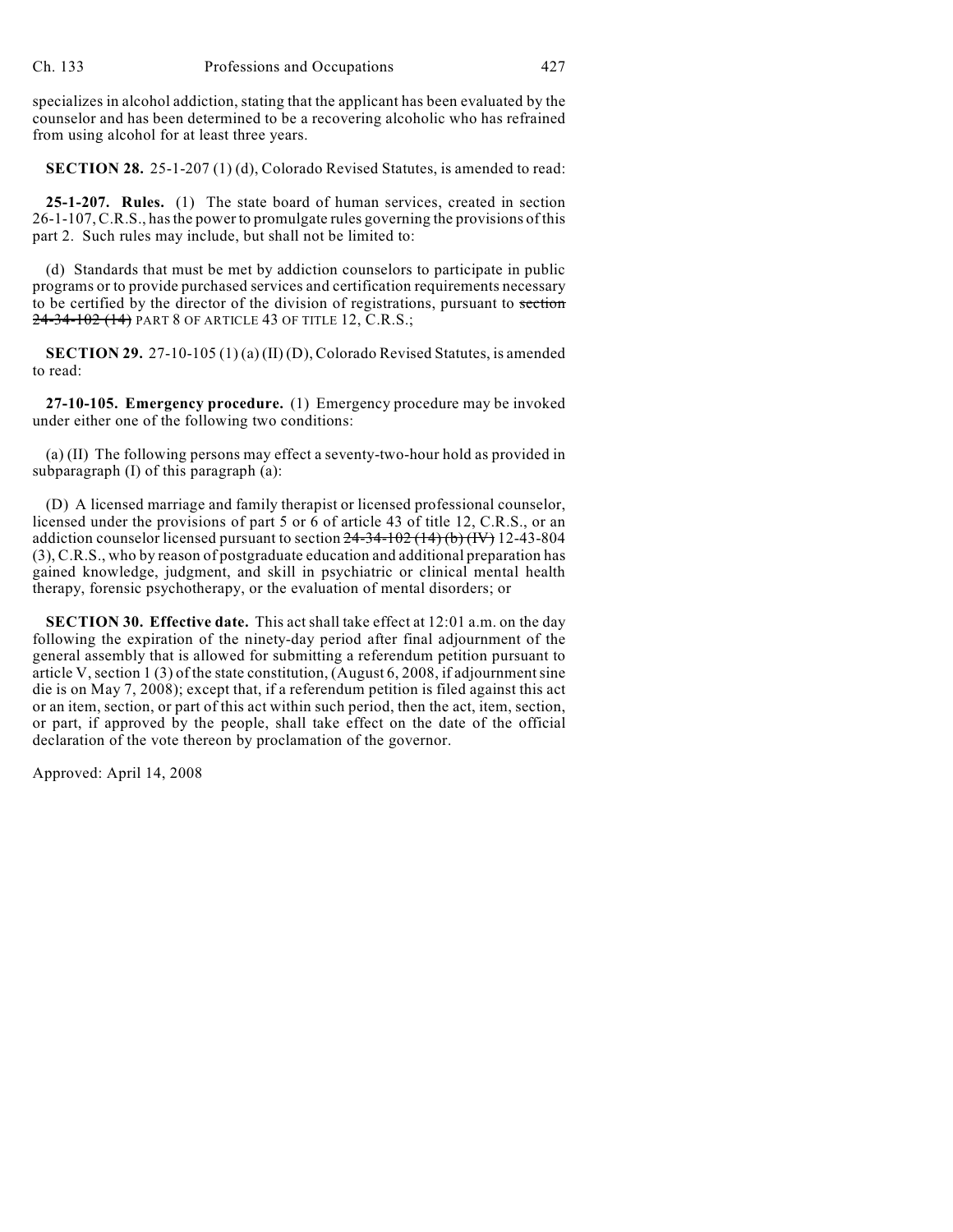specializes in alcohol addiction, stating that the applicant has been evaluated by the counselor and has been determined to be a recovering alcoholic who has refrained from using alcohol for at least three years.

**SECTION 28.** 25-1-207 (1) (d), Colorado Revised Statutes, is amended to read:

**25-1-207. Rules.** (1) The state board of human services, created in section 26-1-107, C.R.S., has the power to promulgate rules governing the provisions of this part 2. Such rules may include, but shall not be limited to:

(d) Standards that must be met by addiction counselors to participate in public programs or to provide purchased services and certification requirements necessary to be certified by the director of the division of registrations, pursuant to ~~section 24-34-102 (14)~~ PART 8 OF ARTICLE 43 OF TITLE 12, C.R.S.;

**SECTION 29.** 27-10-105 (1) (a) (II) (D), Colorado Revised Statutes, is amended to read:

**27-10-105. Emergency procedure.** (1) Emergency procedure may be invoked under either one of the following two conditions:

(a) (II) The following persons may effect a seventy-two-hour hold as provided in subparagraph (I) of this paragraph (a):

(D) A licensed marriage and family therapist or licensed professional counselor, licensed under the provisions of part 5 or 6 of article 43 of title 12, C.R.S., or an addiction counselor licensed pursuant to section ~~24-34-102 (14) (b) (IV)~~ 12-43-804 (3), C.R.S., who by reason of postgraduate education and additional preparation has gained knowledge, judgment, and skill in psychiatric or clinical mental health therapy, forensic psychotherapy, or the evaluation of mental disorders; or

**SECTION 30. Effective date.** This act shall take effect at 12:01 a.m. on the day following the expiration of the ninety-day period after final adjournment of the general assembly that is allowed for submitting a referendum petition pursuant to article V, section 1 (3) of the state constitution, (August 6, 2008, if adjournment sine die is on May 7, 2008); except that, if a referendum petition is filed against this act or an item, section, or part of this act within such period, then the act, item, section, or part, if approved by the people, shall take effect on the date of the official declaration of the vote thereon by proclamation of the governor.

Approved: April 14, 2008